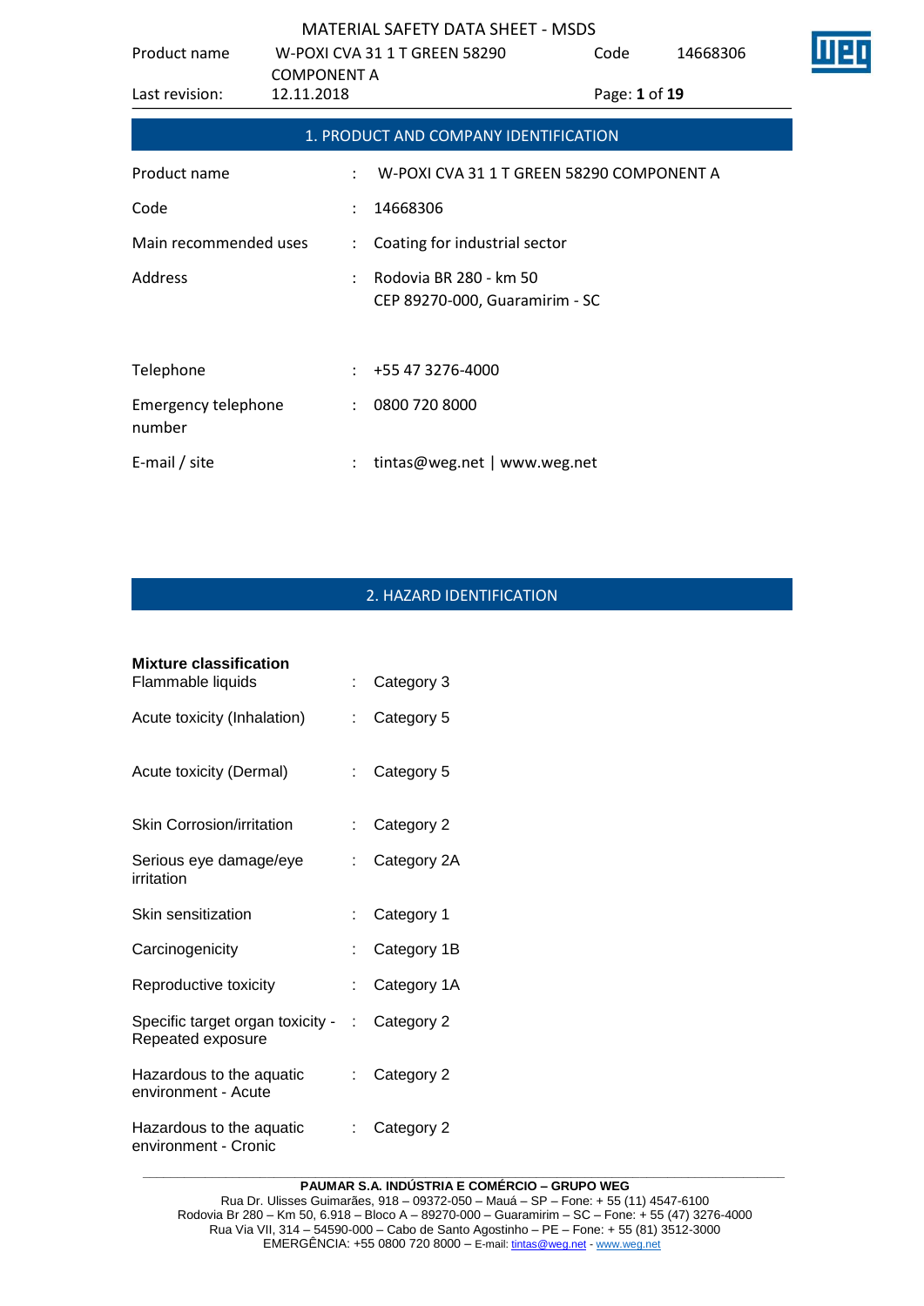## 1. PRODUCT AND COMPANY IDENTIFICATION

| | | |
|---|---|---|
| Product name | : | W-POXI CVA 31 1 T GREEN 58290 COMPONENT A |
| Code | : | 14668306 |
| Main recommended uses | : | Coating for industrial sector |
| Address | : | Rodovia BR 280 - km 50<br>CEP 89270-000, Guaramirim - SC |
| Telephone | : | +55 47 3276-4000 |
| Emergency telephone number | : | 0800 720 8000 |
| E-mail / site | : | tintas@weg.net \| www.weg.net |

## 2. HAZARD IDENTIFICATION

**Mixture classification**

| | | |
|---|---|---|
| Flammable liquids | : | Category 3 |
| Acute toxicity (Inhalation) | : | Category 5 |
| Acute toxicity (Dermal) | : | Category 5 |
| Skin Corrosion/irritation | : | Category 2 |
| Serious eye damage/eye irritation | : | Category 2A |
| Skin sensitization | : | Category 1 |
| Carcinogenicity | : | Category 1B |
| Reproductive toxicity | : | Category 1A |
| Specific target organ toxicity - Repeated exposure | : | Category 2 |
| Hazardous to the aquatic environment - Acute | : | Category 2 |
| Hazardous to the aquatic environment - Cronic | : | Category 2 |

**PAUMAR S.A. INDÚSTRIA E COMÉRCIO – GRUPO WEG**
Rua Dr. Ulisses Guimarães, 918 – 09372-050 – Mauá – SP – Fone: + 55 (11) 4547-6100
Rodovia Br 280 – Km 50, 6.918 – Bloco A – 89270-000 – Guaramirim – SC – Fone: + 55 (47) 3276-4000
Rua Via VII, 314 – 54590-000 – Cabo de Santo Agostinho – PE – Fone: + 55 (81) 3512-3000
EMERGÊNCIA: +55 0800 720 8000 – E-mail: tintas@weg.net - www.weg.net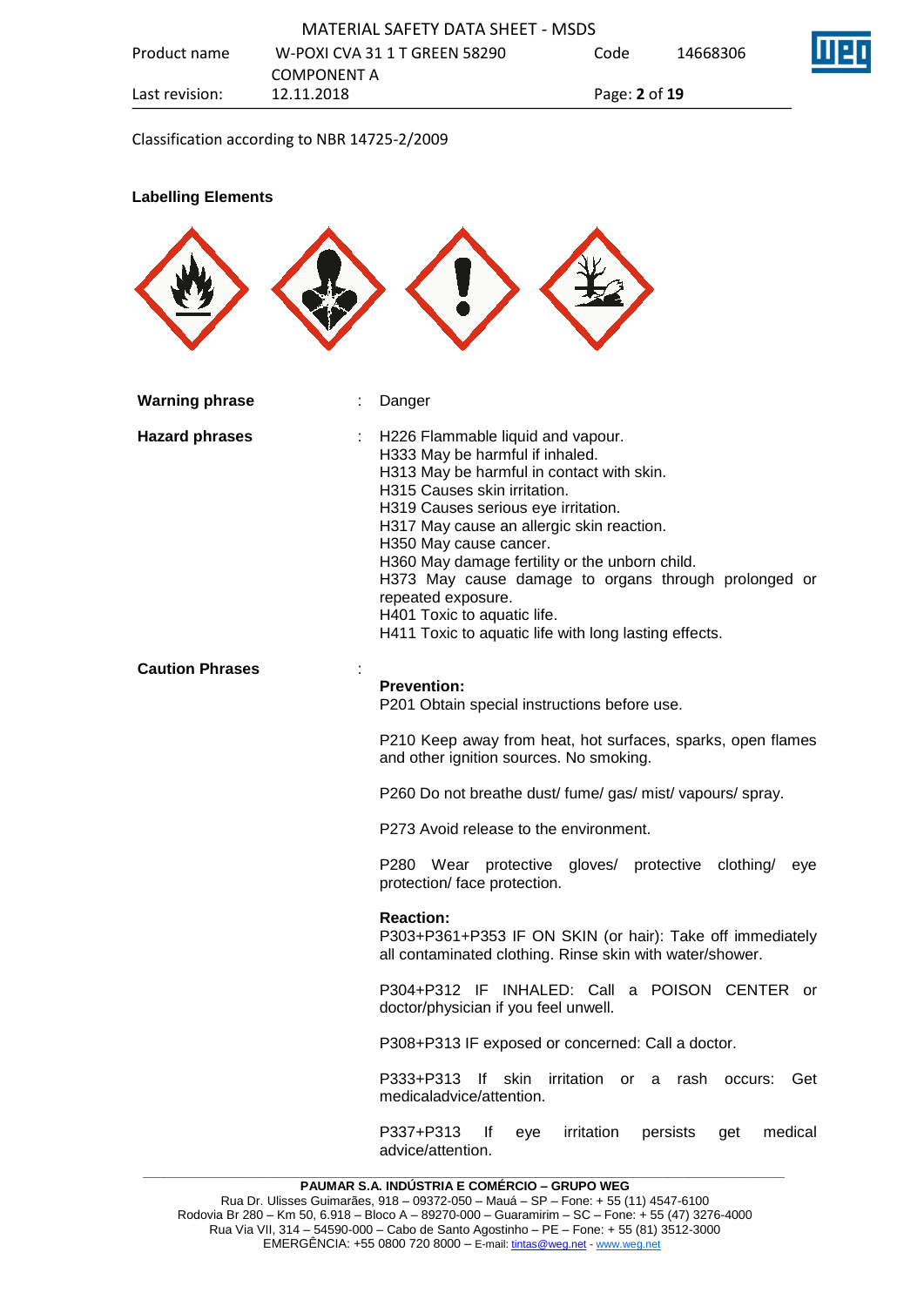Classification according to NBR 14725-2/2009

**Labelling Elements**

| | | |
|---|---|---|
| **Warning phrase** | : | Danger |
| **Hazard phrases** | : | H226 Flammable liquid and vapour.<br>H333 May be harmful if inhaled.<br>H313 May be harmful in contact with skin.<br>H315 Causes skin irritation.<br>H319 Causes serious eye irritation.<br>H317 May cause an allergic skin reaction.<br>H350 May cause cancer.<br>H360 May damage fertility or the unborn child.<br>H373 May cause damage to organs through prolonged or repeated exposure.<br>H401 Toxic to aquatic life.<br>H411 Toxic to aquatic life with long lasting effects. |
| **Caution Phrases** | : | **Prevention:**<br>P201 Obtain special instructions before use.<br><br>P210 Keep away from heat, hot surfaces, sparks, open flames and other ignition sources. No smoking.<br><br>P260 Do not breathe dust/ fume/ gas/ mist/ vapours/ spray.<br><br>P273 Avoid release to the environment.<br><br>P280 Wear protective gloves/ protective clothing/ eye protection/ face protection.<br><br>**Reaction:**<br>P303+P361+P353 IF ON SKIN (or hair): Take off immediately all contaminated clothing. Rinse skin with water/shower.<br><br>P304+P312 IF INHALED: Call a POISON CENTER or doctor/physician if you feel unwell.<br><br>P308+P313 IF exposed or concerned: Call a doctor.<br><br>P333+P313 If skin irritation or a rash occurs: Get medicaladvice/attention.<br><br>P337+P313 If eye irritation persists get medical advice/attention. |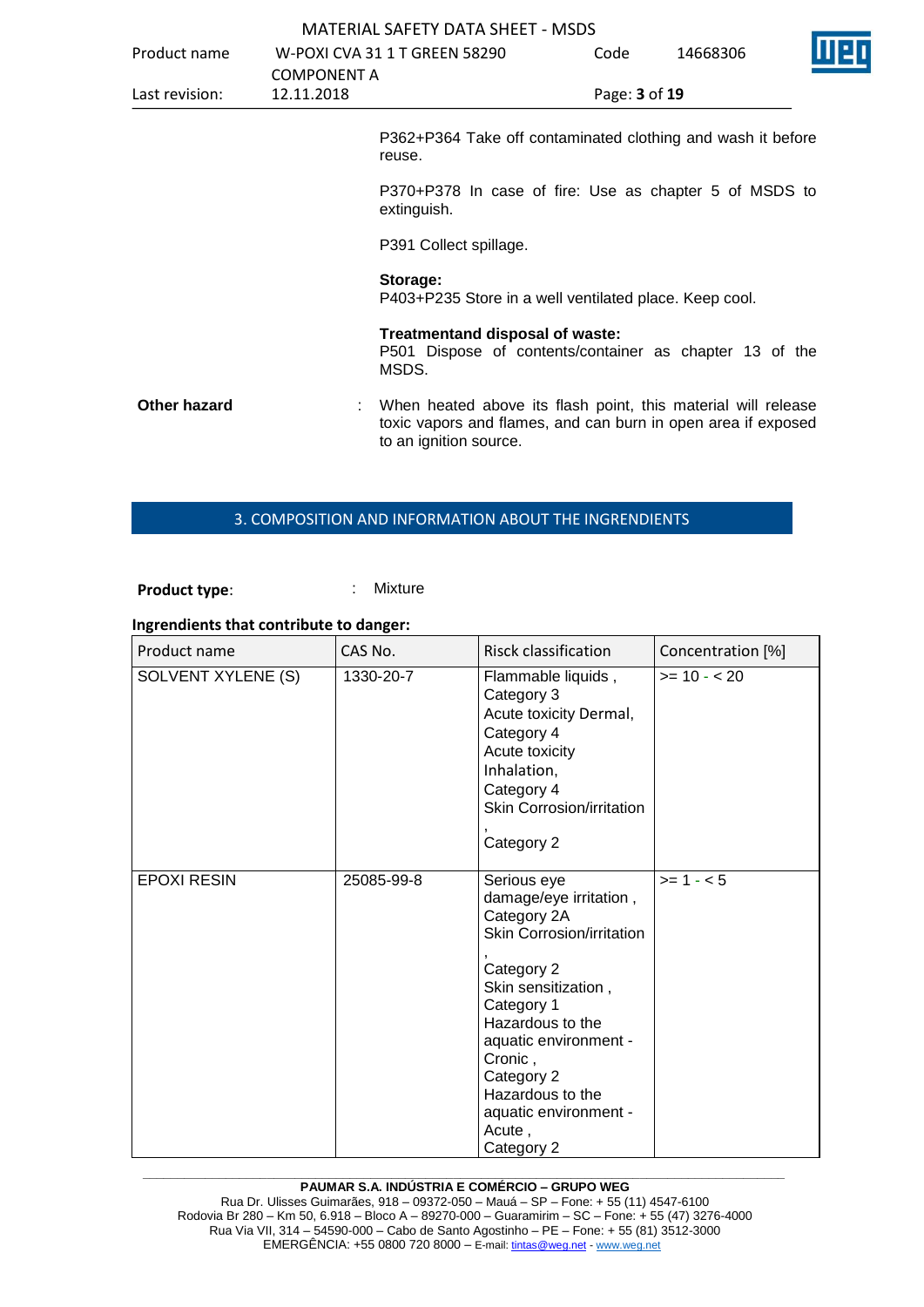P362+P364 Take off contaminated clothing and wash it before reuse.

P370+P378 In case of fire: Use as chapter 5 of MSDS to extinguish.

P391 Collect spillage.

**Storage:**
P403+P235 Store in a well ventilated place. Keep cool.

**Treatmentand disposal of waste:**
P501 Dispose of contents/container as chapter 13 of the MSDS.

**Other hazard** : When heated above its flash point, this material will release toxic vapors and flames, and can burn in open area if exposed to an ignition source.

## 3. COMPOSITION AND INFORMATION ABOUT THE INGRENDIENTS

**Product type**: : Mixture

**Ingrendients that contribute to danger:**

| Product name | CAS No. | Risck classification | Concentration [%] |
|---|---|---|---|
| SOLVENT XYLENE (S) | 1330-20-7 | Flammable liquids , Category 3<br>Acute toxicity Dermal, Category 4<br>Acute toxicity Inhalation, Category 4<br>Skin Corrosion/irritation , Category 2 | >= 10 - < 20 |
| EPOXI RESIN | 25085-99-8 | Serious eye damage/eye irritation , Category 2A<br>Skin Corrosion/irritation , Category 2<br>Skin sensitization , Category 1<br>Hazardous to the aquatic environment - Cronic , Category 2<br>Hazardous to the aquatic environment - Acute , Category 2 | >= 1 - < 5 |

**PAUMAR S.A. INDÚSTRIA E COMÉRCIO – GRUPO WEG**
Rua Dr. Ulisses Guimarães, 918 – 09372-050 – Mauá – SP – Fone: + 55 (11) 4547-6100
Rodovia Br 280 – Km 50, 6.918 – Bloco A – 89270-000 – Guaramirim – SC – Fone: + 55 (47) 3276-4000
Rua Via VII, 314 – 54590-000 – Cabo de Santo Agostinho – PE – Fone: + 55 (81) 3512-3000
EMERGÊNCIA: +55 0800 720 8000 – E-mail: tintas@weg.net - www.weg.net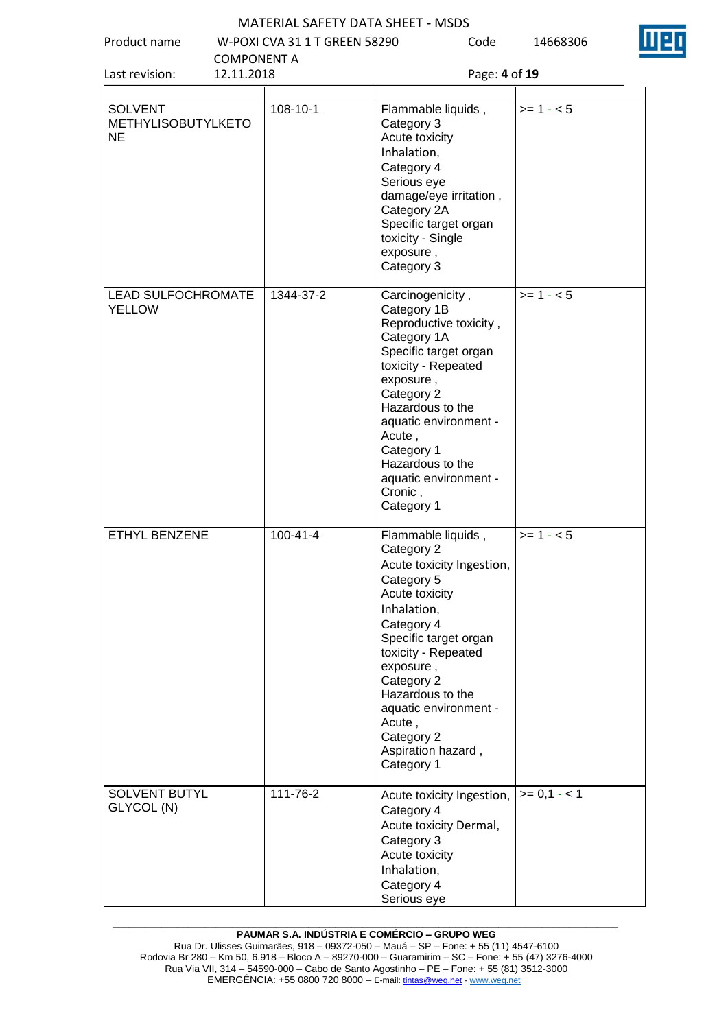| | | | |
|---|---|---|---|
| SOLVENT METHYLISOBUTYLKETONE | 108-10-1 | Flammable liquids , Category 3 Acute toxicity Inhalation, Category 4 Serious eye damage/eye irritation , Category 2A Specific target organ toxicity - Single exposure , Category 3 | >= 1 - < 5 |
| LEAD SULFOCHROMATE YELLOW | 1344-37-2 | Carcinogenicity , Category 1B Reproductive toxicity , Category 1A Specific target organ toxicity - Repeated exposure , Category 2 Hazardous to the aquatic environment - Acute , Category 1 Hazardous to the aquatic environment - Cronic , Category 1 | >= 1 - < 5 |
| ETHYL BENZENE | 100-41-4 | Flammable liquids , Category 2 Acute toxicity Ingestion, Category 5 Acute toxicity Inhalation, Category 4 Specific target organ toxicity - Repeated exposure , Category 2 Hazardous to the aquatic environment - Acute , Category 2 Aspiration hazard , Category 1 | >= 1 - < 5 |
| SOLVENT BUTYL GLYCOL (N) | 111-76-2 | Acute toxicity Ingestion, Category 4 Acute toxicity Dermal, Category 3 Acute toxicity Inhalation, Category 4 Serious eye | >= 0,1 - < 1 |

PAUMAR S.A. INDÚSTRIA E COMÉRCIO – GRUPO WEG
Rua Dr. Ulisses Guimarães, 918 – 09372-050 – Mauá – SP – Fone: + 55 (11) 4547-6100
Rodovia Br 280 – Km 50, 6.918 – Bloco A – 89270-000 – Guaramirim – SC – Fone: + 55 (47) 3276-4000
Rua Via VII, 314 – 54590-000 – Cabo de Santo Agostinho – PE – Fone: + 55 (81) 3512-3000
EMERGÊNCIA: +55 0800 720 8000 – E-mail: tintas@weg.net - www.weg.net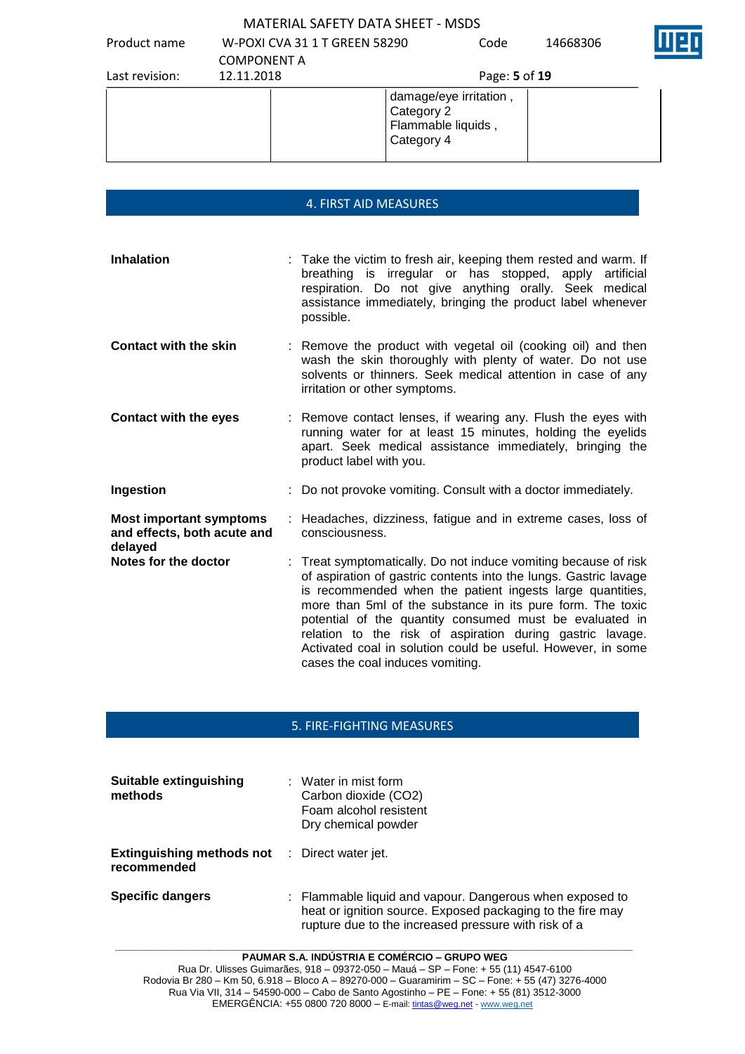| | | damage/eye irritation , Category 2 Flammable liquids , Category 4 | |
|---|---|---|---|

## 4. FIRST AID MEASURES

**Inhalation** : Take the victim to fresh air, keeping them rested and warm. If breathing is irregular or has stopped, apply artificial respiration. Do not give anything orally. Seek medical assistance immediately, bringing the product label whenever possible.

**Contact with the skin** : Remove the product with vegetal oil (cooking oil) and then wash the skin thoroughly with plenty of water. Do not use solvents or thinners. Seek medical attention in case of any irritation or other symptoms.

**Contact with the eyes** : Remove contact lenses, if wearing any. Flush the eyes with running water for at least 15 minutes, holding the eyelids apart. Seek medical assistance immediately, bringing the product label with you.

**Ingestion** : Do not provoke vomiting. Consult with a doctor immediately.

**Most important symptoms and effects, both acute and delayed** : Headaches, dizziness, fatigue and in extreme cases, loss of consciousness.

**Notes for the doctor** : Treat symptomatically. Do not induce vomiting because of risk of aspiration of gastric contents into the lungs. Gastric lavage is recommended when the patient ingests large quantities, more than 5ml of the substance in its pure form. The toxic potential of the quantity consumed must be evaluated in relation to the risk of aspiration during gastric lavage. Activated coal in solution could be useful. However, in some cases the coal induces vomiting.

## 5. FIRE-FIGHTING MEASURES

**Suitable extinguishing methods** : Water in mist form
Carbon dioxide ($CO_2$)
Foam alcohol resistent
Dry chemical powder

**Extinguishing methods not recommended** : Direct water jet.

**Specific dangers** : Flammable liquid and vapour. Dangerous when exposed to heat or ignition source. Exposed packaging to the fire may rupture due to the increased pressure with risk of a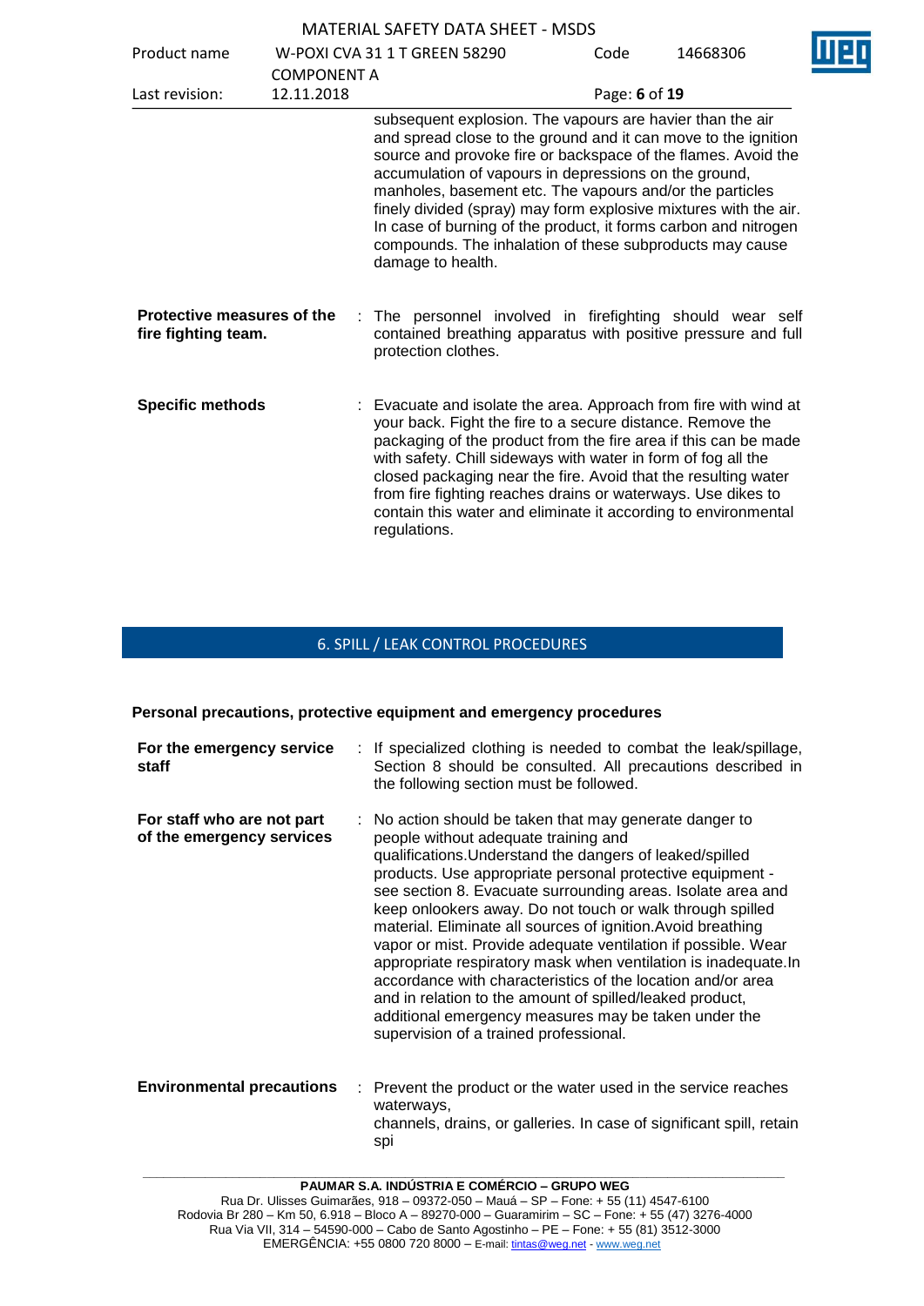subsequent explosion. The vapours are havier than the air and spread close to the ground and it can move to the ignition source and provoke fire or backspace of the flames. Avoid the accumulation of vapours in depressions on the ground, manholes, basement etc. The vapours and/or the particles finely divided (spray) may form explosive mixtures with the air. In case of burning of the product, it forms carbon and nitrogen compounds. The inhalation of these subproducts may cause damage to health.

**Protective measures of the fire fighting team.** : The personnel involved in firefighting should wear self contained breathing apparatus with positive pressure and full protection clothes.

**Specific methods** : Evacuate and isolate the area. Approach from fire with wind at your back. Fight the fire to a secure distance. Remove the packaging of the product from the fire area if this can be made with safety. Chill sideways with water in form of fog all the closed packaging near the fire. Avoid that the resulting water from fire fighting reaches drains or waterways. Use dikes to contain this water and eliminate it according to environmental regulations.

## 6. SPILL / LEAK CONTROL PROCEDURES

**Personal precautions, protective equipment and emergency procedures**

**For the emergency service staff** : If specialized clothing is needed to combat the leak/spillage, Section 8 should be consulted. All precautions described in the following section must be followed.

**For staff who are not part of the emergency services** : No action should be taken that may generate danger to people without adequate training and qualifications.Understand the dangers of leaked/spilled products. Use appropriate personal protective equipment - see section 8. Evacuate surrounding areas. Isolate area and keep onlookers away. Do not touch or walk through spilled material. Eliminate all sources of ignition.Avoid breathing vapor or mist. Provide adequate ventilation if possible. Wear appropriate respiratory mask when ventilation is inadequate.In accordance with characteristics of the location and/or area and in relation to the amount of spilled/leaked product, additional emergency measures may be taken under the supervision of a trained professional.

**Environmental precautions** : Prevent the product or the water used in the service reaches waterways, channels, drains, or galleries. In case of significant spill, retain spi

**PAUMAR S.A. INDÚSTRIA E COMÉRCIO – GRUPO WEG**
Rua Dr. Ulisses Guimarães, 918 – 09372-050 – Mauá – SP – Fone: + 55 (11) 4547-6100
Rodovia Br 280 – Km 50, 6.918 – Bloco A – 89270-000 – Guaramirim – SC – Fone: + 55 (47) 3276-4000
Rua Via VII, 314 – 54590-000 – Cabo de Santo Agostinho – PE – Fone: + 55 (81) 3512-3000
EMERGÊNCIA: +55 0800 720 8000 – E-mail: tintas@weg.net - www.weg.net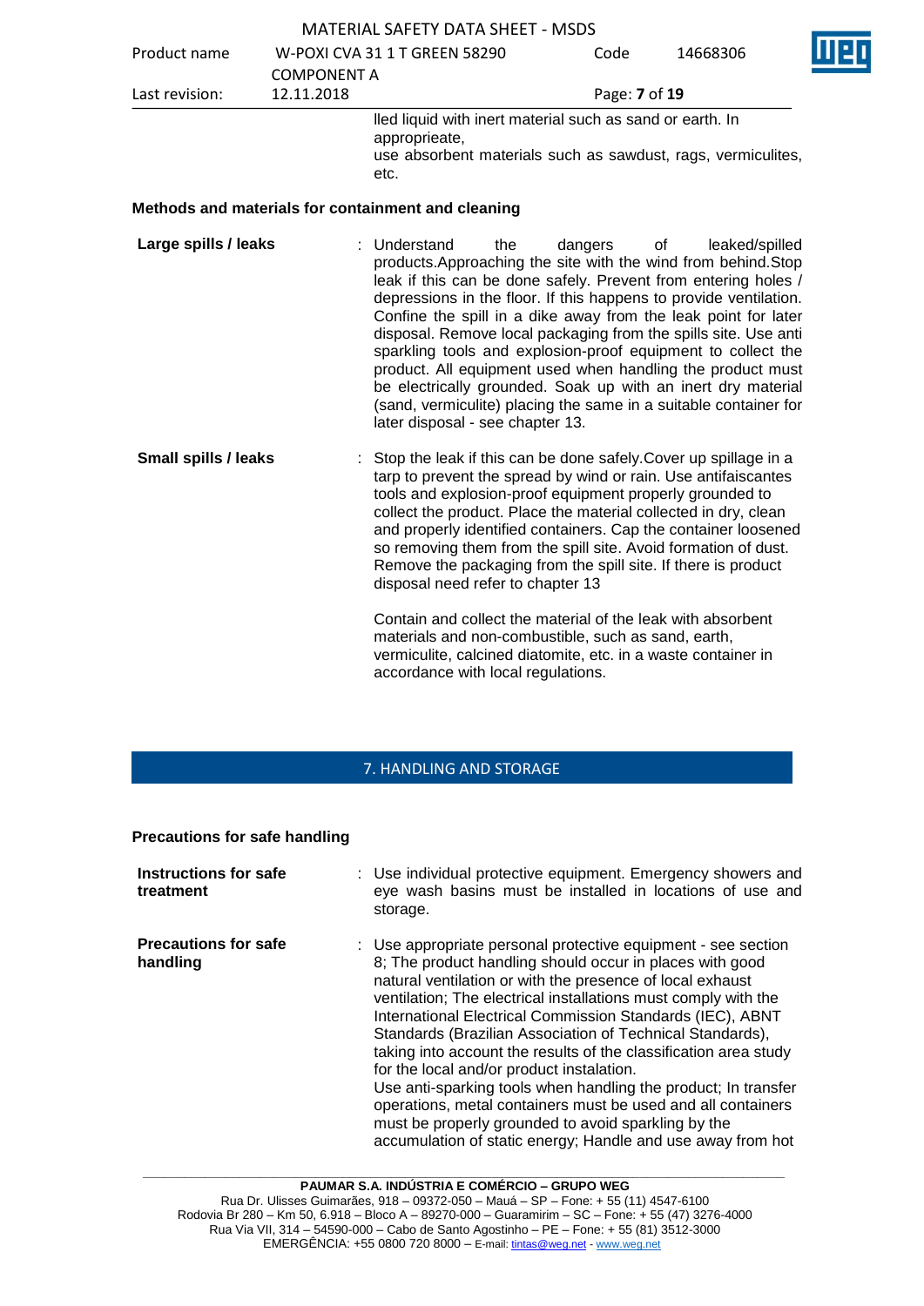lled liquid with inert material such as sand or earth. In appropriieate,
use absorbent materials such as sawdust, rags, vermiculites, etc.

**Methods and materials for containment and cleaning**

**Large spills / leaks** : Understand the dangers of leaked/spilled products.Approaching the site with the wind from behind.Stop leak if this can be done safely. Prevent from entering holes / depressions in the floor. If this happens to provide ventilation. Confine the spill in a dike away from the leak point for later disposal. Remove local packaging from the spills site. Use anti sparkling tools and explosion-proof equipment to collect the product. All equipment used when handling the product must be electrically grounded. Soak up with an inert dry material (sand, vermiculite) placing the same in a suitable container for later disposal - see chapter 13.

**Small spills / leaks** : Stop the leak if this can be done safely.Cover up spillage in a tarp to prevent the spread by wind or rain. Use antifaiscantes tools and explosion-proof equipment properly grounded to collect the product. Place the material collected in dry, clean and properly identified containers. Cap the container loosened so removing them from the spill site. Avoid formation of dust. Remove the packaging from the spill site. If there is product disposal need refer to chapter 13

Contain and collect the material of the leak with absorbent materials and non-combustible, such as sand, earth, vermiculite, calcined diatomite, etc. in a waste container in accordance with local regulations.

## 7. HANDLING AND STORAGE

**Precautions for safe handling**

**Instructions for safe treatment** : Use individual protective equipment. Emergency showers and eye wash basins must be installed in locations of use and storage.

**Precautions for safe handling** : Use appropriate personal protective equipment - see section 8; The product handling should occur in places with good natural ventilation or with the presence of local exhaust ventilation; The electrical installations must comply with the International Electrical Commission Standards (IEC), ABNT Standards (Brazilian Association of Technical Standards), taking into account the results of the classification area study for the local and/or product instalation.
Use anti-sparking tools when handling the product; In transfer operations, metal containers must be used and all containers must be properly grounded to avoid sparkling by the accumulation of static energy; Handle and use away from hot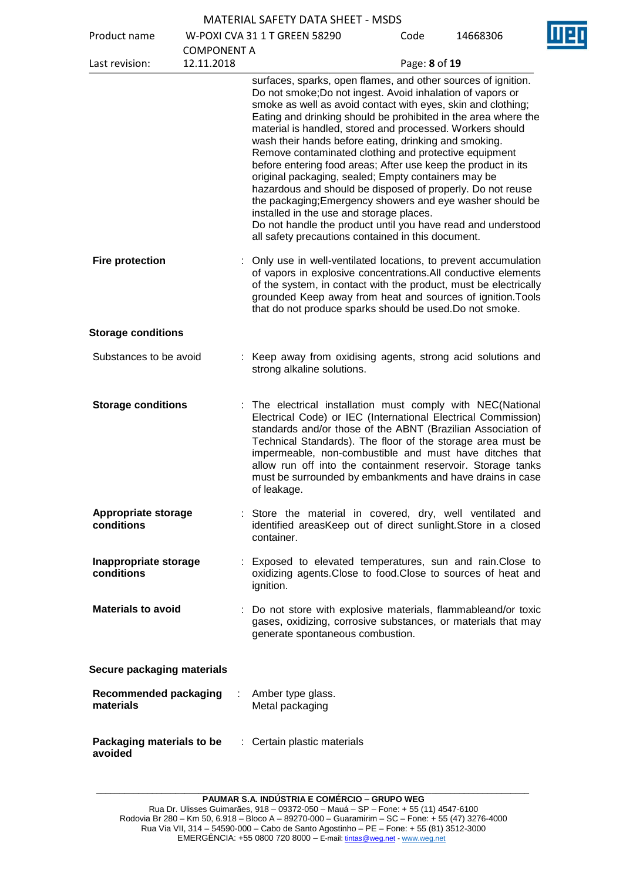surfaces, sparks, open flames, and other sources of ignition. Do not smoke;Do not ingest. Avoid inhalation of vapors or smoke as well as avoid contact with eyes, skin and clothing; Eating and drinking should be prohibited in the area where the material is handled, stored and processed. Workers should wash their hands before eating, drinking and smoking. Remove contaminated clothing and protective equipment before entering food areas; After use keep the product in its original packaging, sealed; Empty containers may be hazardous and should be disposed of properly. Do not reuse the packaging;Emergency showers and eye washer should be installed in the use and storage places.
Do not handle the product until you have read and understood all safety precautions contained in this document.

**Fire protection** : Only use in well-ventilated locations, to prevent accumulation of vapors in explosive concentrations.All conductive elements of the system, in contact with the product, must be electrically grounded Keep away from heat and sources of ignition.Tools that do not produce sparks should be used.Do not smoke.

**Storage conditions**

Substances to be avoid : Keep away from oxidising agents, strong acid solutions and strong alkaline solutions.

**Storage conditions** : The electrical installation must comply with NEC(National Electrical Code) or IEC (International Electrical Commission) standards and/or those of the ABNT (Brazilian Association of Technical Standards). The floor of the storage area must be impermeable, non-combustible and must have ditches that allow run off into the containment reservoir. Storage tanks must be surrounded by embankments and have drains in case of leakage.

**Appropriate storage conditions** : Store the material in covered, dry, well ventilated and identified areasKeep out of direct sunlight.Store in a closed container.

**Inappropriate storage conditions** : Exposed to elevated temperatures, sun and rain.Close to oxidizing agents.Close to food.Close to sources of heat and ignition.

**Materials to avoid** : Do not store with explosive materials, flammableand/or toxic gases, oxidizing, corrosive substances, or materials that may generate spontaneous combustion.

**Secure packaging materials**

**Recommended packaging materials** : Amber type glass.
Metal packaging

**Packaging materials to be avoided** : Certain plastic materials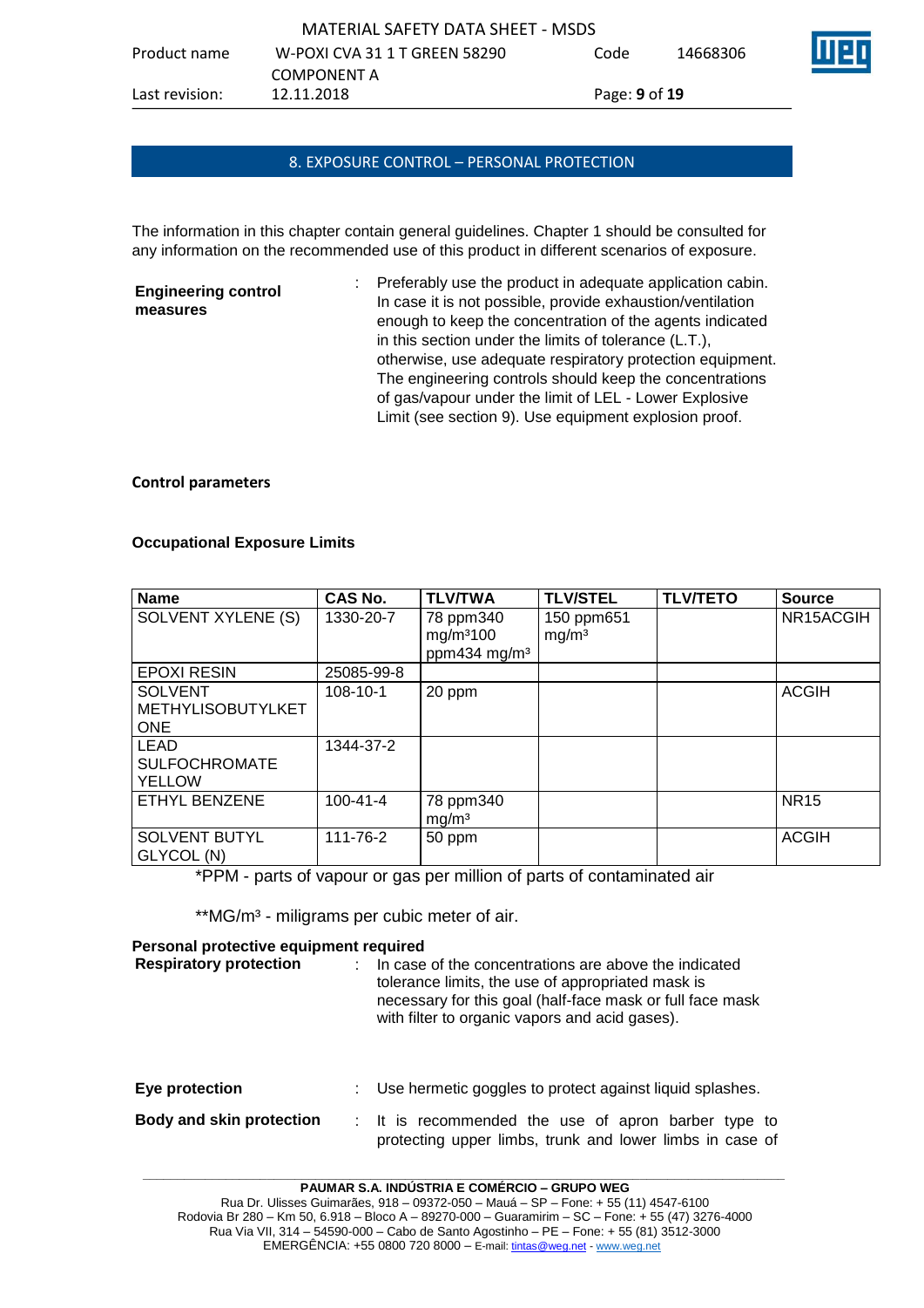## 8. EXPOSURE CONTROL – PERSONAL PROTECTION

The information in this chapter contain general guidelines. Chapter 1 should be consulted for any information on the recommended use of this product in different scenarios of exposure.

**Engineering control measures** : Preferably use the product in adequate application cabin. In case it is not possible, provide exhaustion/ventilation enough to keep the concentration of the agents indicated in this section under the limits of tolerance (L.T.), otherwise, use adequate respiratory protection equipment. The engineering controls should keep the concentrations of gas/vapour under the limit of LEL - Lower Explosive Limit (see section 9). Use equipment explosion proof.

**Control parameters**

**Occupational Exposure Limits**

| Name | CAS No. | TLV/TWA | TLV/STEL | TLV/TETO | Source |
|---|---|---|---|---|---|
| SOLVENT XYLENE (S) | 1330-20-7 | 78 ppm340 mg/m³100 ppm434 mg/m³ | 150 ppm651 mg/m³ | | NR15ACGIH |
| EPOXI RESIN | 25085-99-8 | | | | |
| SOLVENT METHYLISOBUTYLKETONE | 108-10-1 | 20 ppm | | | ACGIH |
| LEAD SULFOCHROMATE YELLOW | 1344-37-2 | | | | |
| ETHYL BENZENE | 100-41-4 | 78 ppm340 mg/m³ | | | NR15 |
| SOLVENT BUTYL GLYCOL (N) | 111-76-2 | 50 ppm | | | ACGIH |

*PPM - parts of vapour or gas per million of parts of contaminated air

**MG/m³ - miligrams per cubic meter of air.

**Personal protective equipment required**

**Respiratory protection** : In case of the concentrations are above the indicated tolerance limits, the use of appropriated mask is necessary for this goal (half-face mask or full face mask with filter to organic vapors and acid gases).

**Eye protection** : Use hermetic goggles to protect against liquid splashes.

**Body and skin protection** : It is recommended the use of apron barber type to protecting upper limbs, trunk and lower limbs in case of

**PAUMAR S.A. INDÚSTRIA E COMÉRCIO – GRUPO WEG**
Rua Dr. Ulisses Guimarães, 918 – 09372-050 – Mauá – SP – Fone: + 55 (11) 4547-6100
Rodovia Br 280 – Km 50, 6.918 – Bloco A – 89270-000 – Guaramirim – SC – Fone: + 55 (47) 3276-4000
Rua Via VII, 314 – 54590-000 – Cabo de Santo Agostinho – PE – Fone: + 55 (81) 3512-3000
EMERGÊNCIA: +55 0800 720 8000 – E-mail: tintas@weg.net - www.weg.net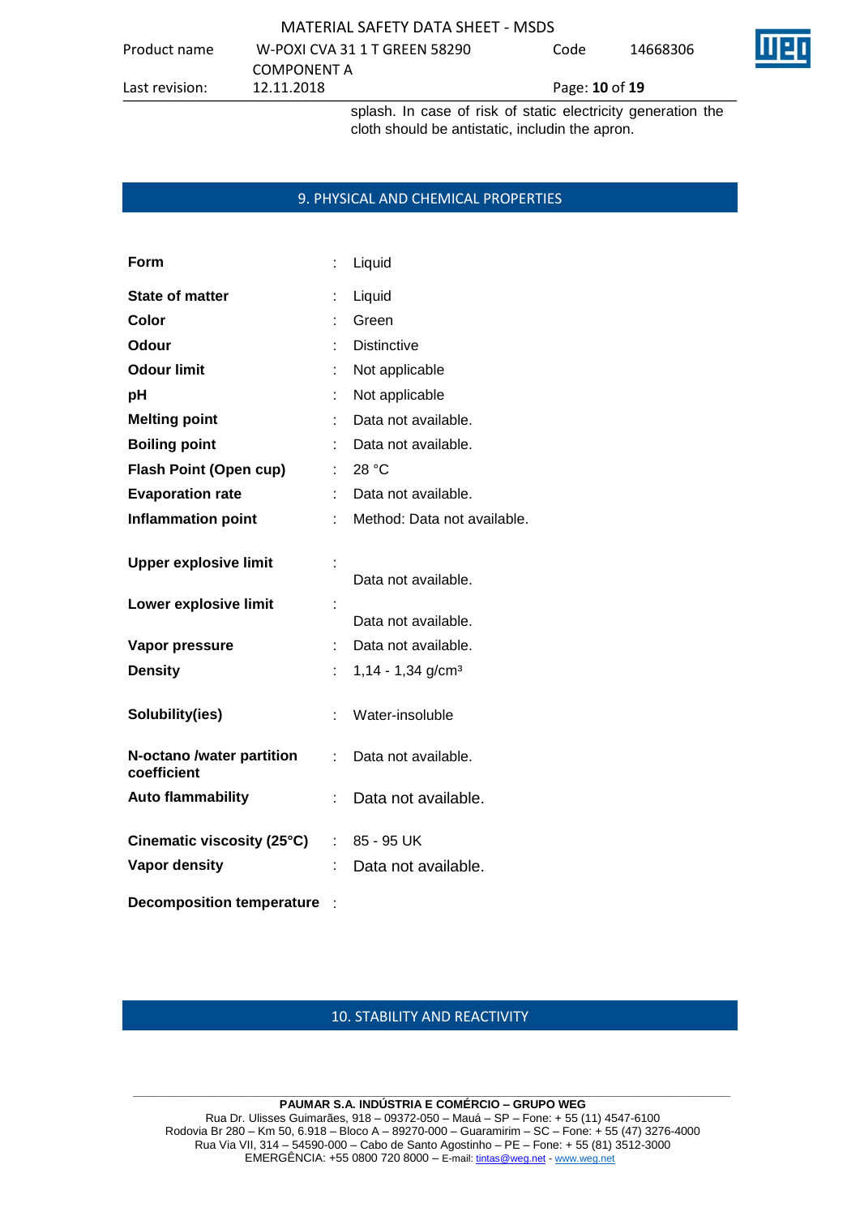splash. In case of risk of static electricity generation the cloth should be antistatic, includin the apron.

## 9. PHYSICAL AND CHEMICAL PROPERTIES

| | | |
|---|---|---|
| **Form** | : | Liquid |
| **State of matter** | : | Liquid |
| **Color** | : | Green |
| **Odour** | : | Distinctive |
| **Odour limit** | : | Not applicable |
| **pH** | : | Not applicable |
| **Melting point** | : | Data not available. |
| **Boiling point** | : | Data not available. |
| **Flash Point (Open cup)** | : | 28 °C |
| **Evaporation rate** | : | Data not available. |
| **Inflammation point** | : | Method: Data not available. |
| **Upper explosive limit** | : | Data not available. |
| **Lower explosive limit** | : | Data not available. |
| **Vapor pressure** | : | Data not available. |
| **Density** | : | 1,14 - 1,34 g/cm³ |
| **Solubility(ies)** | : | Water-insoluble |
| **N-octano /water partition coefficient** | : | Data not available. |
| **Auto flammability** | : | Data not available. |
| **Cinematic viscosity (25°C)** | : | 85 - 95 UK |
| **Vapor density** | : | Data not available. |
| **Decomposition temperature** | : | |

## 10. STABILITY AND REACTIVITY

**PAUMAR S.A. INDÚSTRIA E COMÉRCIO – GRUPO WEG**
Rua Dr. Ulisses Guimarães, 918 – 09372-050 – Mauá – SP – Fone: + 55 (11) 4547-6100
Rodovia Br 280 – Km 50, 6.918 – Bloco A – 89270-000 – Guaramirim – SC – Fone: + 55 (47) 3276-4000
Rua Via VII, 314 – 54590-000 – Cabo de Santo Agostinho – PE – Fone: + 55 (81) 3512-3000
EMERGÊNCIA: +55 0800 720 8000 – E-mail: tintas@weg.net - www.weg.net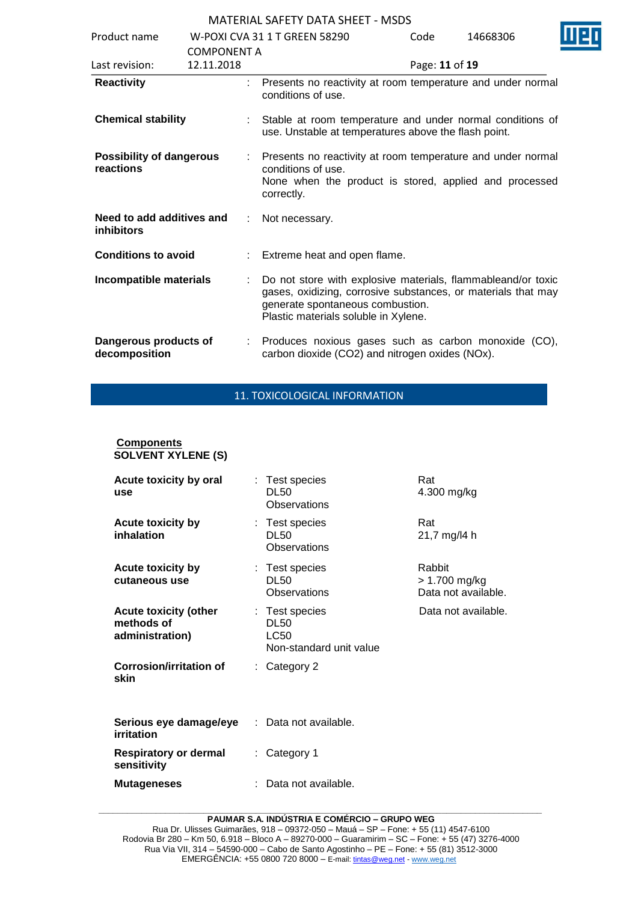| | | |
|---|---|---|
| **Reactivity** | : | Presents no reactivity at room temperature and under normal conditions of use. |
| **Chemical stability** | : | Stable at room temperature and under normal conditions of use. Unstable at temperatures above the flash point. |
| **Possibility of dangerous reactions** | : | Presents no reactivity at room temperature and under normal conditions of use. None when the product is stored, applied and processed correctly. |
| **Need to add additives and inhibitors** | : | Not necessary. |
| **Conditions to avoid** | : | Extreme heat and open flame. |
| **Incompatible materials** | : | Do not store with explosive materials, flammableand/or toxic gases, oxidizing, corrosive substances, or materials that may generate spontaneous combustion. Plastic materials soluble in Xylene. |
| **Dangerous products of decomposition** | : | Produces noxious gases such as carbon monoxide (CO), carbon dioxide ($CO_2$) and nitrogen oxides (NOx). |

## 11. TOXICOLOGICAL INFORMATION

**Components**
**SOLVENT XYLENE (S)**

| | | | |
|---|---|---|---|
| **Acute toxicity by oral use** | : | Test species<br>DL50<br>Observations | Rat<br>4.300 mg/kg |
| **Acute toxicity by inhalation** | : | Test species<br>DL50<br>Observations | Rat<br>21,7 mg/l4 h |
| **Acute toxicity by cutaneous use** | : | Test species<br>DL50<br>Observations | Rabbit<br>> 1.700 mg/kg<br>Data not available. |
| **Acute toxicity (other methods of administration)** | : | Test species<br>DL50<br>LC50<br>Non-standard unit value | Data not available. |
| **Corrosion/irritation of skin** | : | Category 2 | |
| **Serious eye damage/eye irritation** | : | Data not available. | |
| **Respiratory or dermal sensitivity** | : | Category 1 | |
| **Mutageneses** | : | Data not available. | |

**PAUMAR S.A. INDÚSTRIA E COMÉRCIO – GRUPO WEG**
Rua Dr. Ulisses Guimarães, 918 – 09372-050 – Mauá – SP – Fone: + 55 (11) 4547-6100
Rodovia Br 280 – Km 50, 6.918 – Bloco A – 89270-000 – Guaramirim – SC – Fone: + 55 (47) 3276-4000
Rua Via VII, 314 – 54590-000 – Cabo de Santo Agostinho – PE – Fone: + 55 (81) 3512-3000
EMERGÊNCIA: +55 0800 720 8000 – E-mail: tintas@weg.net - www.weg.net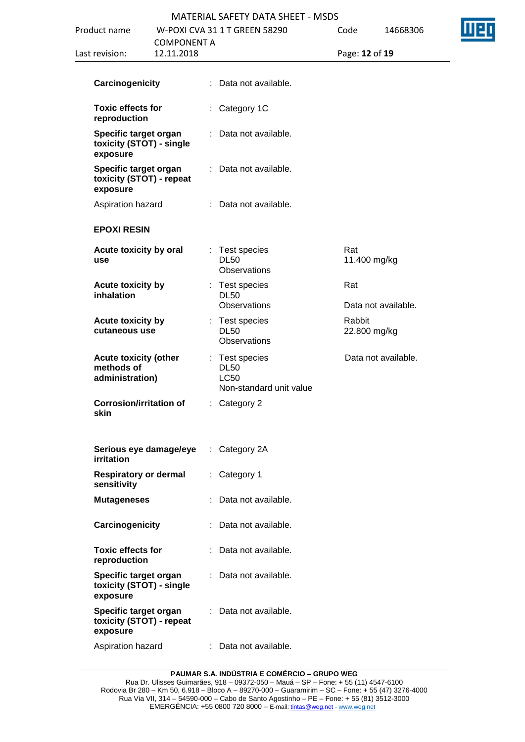| | | | |
|---|---|---|---|
| **Carcinogenicity** | : | Data not available. | |
| **Toxic effects for reproduction** | : | Category 1C | |
| **Specific target organ toxicity (STOT) - single exposure** | : | Data not available. | |
| **Specific target organ toxicity (STOT) - repeat exposure** | : | Data not available. | |
| Aspiration hazard | : | Data not available. | |

**EPOXI RESIN**

| | | | |
|---|---|---|---|
| **Acute toxicity by oral use** | : | Test species<br>DL50<br>Observations | Rat<br>11.400 mg/kg |
| **Acute toxicity by inhalation** | : | Test species<br>DL50<br>Observations | Rat<br><br>Data not available. |
| **Acute toxicity by cutaneous use** | : | Test species<br>DL50<br>Observations | Rabbit<br>22.800 mg/kg |
| **Acute toxicity (other methods of administration)** | : | Test species<br>DL50<br>LC50<br>Non-standard unit value | Data not available. |
| **Corrosion/irritation of skin** | : | Category 2 | |
| **Serious eye damage/eye irritation** | : | Category 2A | |
| **Respiratory or dermal sensitivity** | : | Category 1 | |
| **Mutageneses** | : | Data not available. | |
| **Carcinogenicity** | : | Data not available. | |
| **Toxic effects for reproduction** | : | Data not available. | |
| **Specific target organ toxicity (STOT) - single exposure** | : | Data not available. | |
| **Specific target organ toxicity (STOT) - repeat exposure** | : | Data not available. | |
| Aspiration hazard | : | Data not available. | |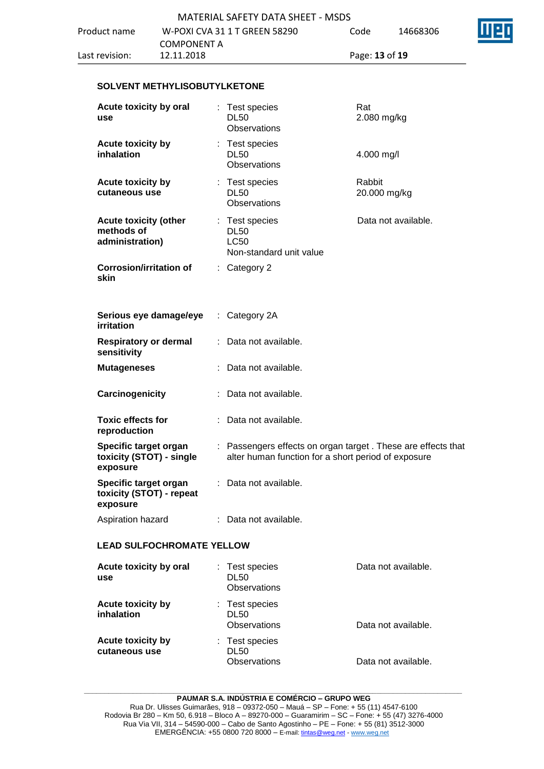### SOLVENT METHYLISOBUTYLKETONE

| | | |
|---|---|---|
| **Acute toxicity by oral use** | : Test species<br>DL50<br>Observations | Rat<br>2.080 mg/kg |
| **Acute toxicity by inhalation** | : Test species<br>DL50<br>Observations | 4.000 mg/l |
| **Acute toxicity by cutaneous use** | : Test species<br>DL50<br>Observations | Rabbit<br>20.000 mg/kg |
| **Acute toxicity (other methods of administration)** | : Test species<br>DL50<br>LC50<br>Non-standard unit value | Data not available. |
| **Corrosion/irritation of skin** | : Category 2 | |
| **Serious eye damage/eye irritation** | : Category 2A | |
| **Respiratory or dermal sensitivity** | : Data not available. | |
| **Mutageneses** | : Data not available. | |
| **Carcinogenicity** | : Data not available. | |
| **Toxic effects for reproduction** | : Data not available. | |
| **Specific target organ toxicity (STOT) - single exposure** | : Passengers effects on organ target . These are effects that alter human function for a short period of exposure | |
| **Specific target organ toxicity (STOT) - repeat exposure** | : Data not available. | |
| Aspiration hazard | : Data not available. | |

### LEAD SULFOCHROMATE YELLOW

| | | |
|---|---|---|
| **Acute toxicity by oral use** | : Test species<br>DL50<br>Observations | Data not available. |
| **Acute toxicity by inhalation** | : Test species<br>DL50<br>Observations | Data not available. |
| **Acute toxicity by cutaneous use** | : Test species<br>DL50<br>Observations | Data not available. |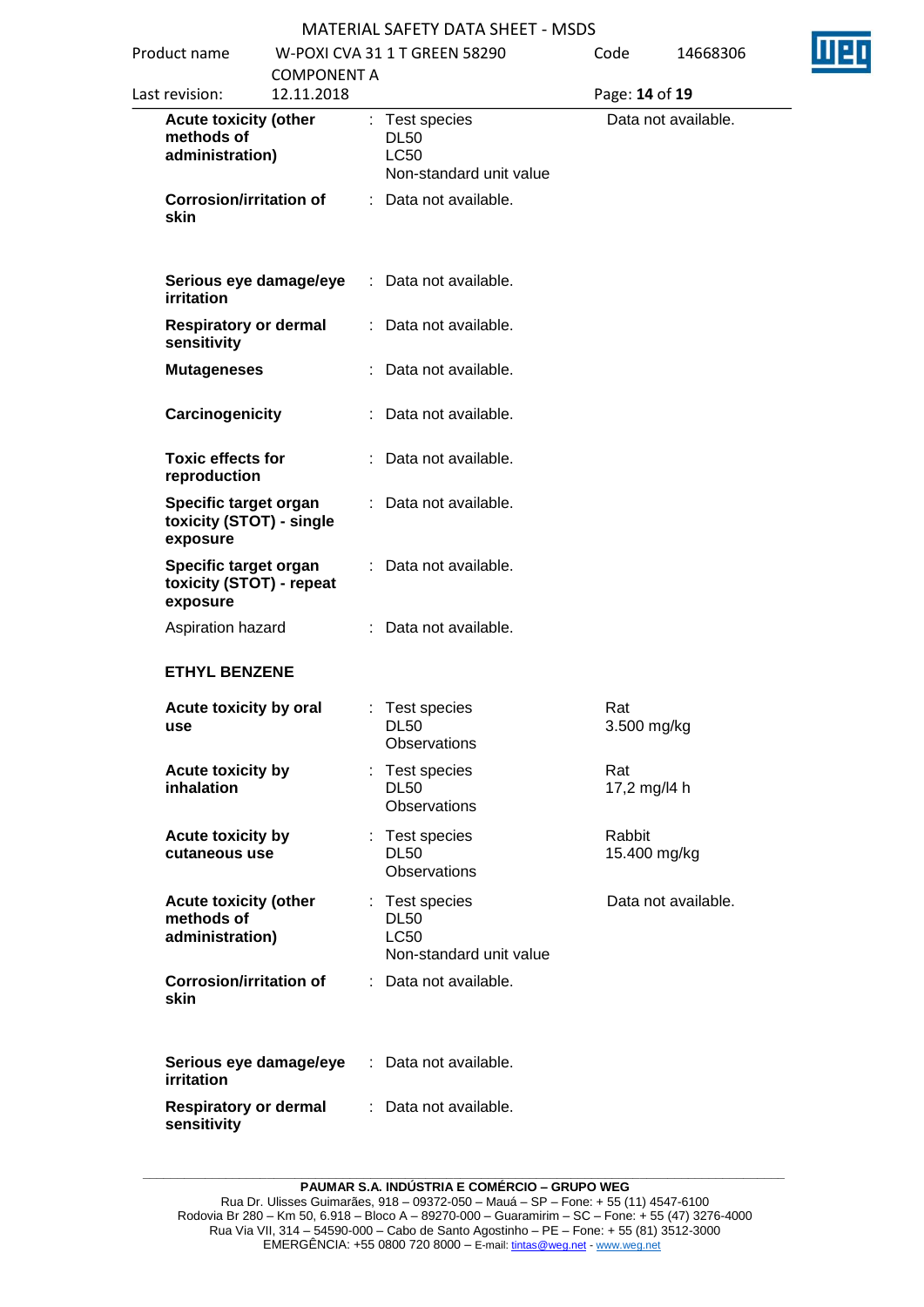| | | | |
|---|---|---|---|
| **Acute toxicity (other methods of administration)** | : | Test species<br>DL50<br>LC50<br>Non-standard unit value | Data not available. |
| **Corrosion/irritation of skin** | : | Data not available. | |
| **Serious eye damage/eye irritation** | : | Data not available. | |
| **Respiratory or dermal sensitivity** | : | Data not available. | |
| **Mutageneses** | : | Data not available. | |
| **Carcinogenicity** | : | Data not available. | |
| **Toxic effects for reproduction** | : | Data not available. | |
| **Specific target organ toxicity (STOT) - single exposure** | : | Data not available. | |
| **Specific target organ toxicity (STOT) - repeat exposure** | : | Data not available. | |
| Aspiration hazard | : | Data not available. | |

**ETHYL BENZENE**

| | | | |
|---|---|---|---|
| **Acute toxicity by oral use** | : | Test species<br>DL50<br>Observations | Rat<br>3.500 mg/kg |
| **Acute toxicity by inhalation** | : | Test species<br>DL50<br>Observations | Rat<br>17,2 mg/l4 h |
| **Acute toxicity by cutaneous use** | : | Test species<br>DL50<br>Observations | Rabbit<br>15.400 mg/kg |
| **Acute toxicity (other methods of administration)** | : | Test species<br>DL50<br>LC50<br>Non-standard unit value | Data not available. |
| **Corrosion/irritation of skin** | : | Data not available. | |
| **Serious eye damage/eye irritation** | : | Data not available. | |
| **Respiratory or dermal sensitivity** | : | Data not available. | |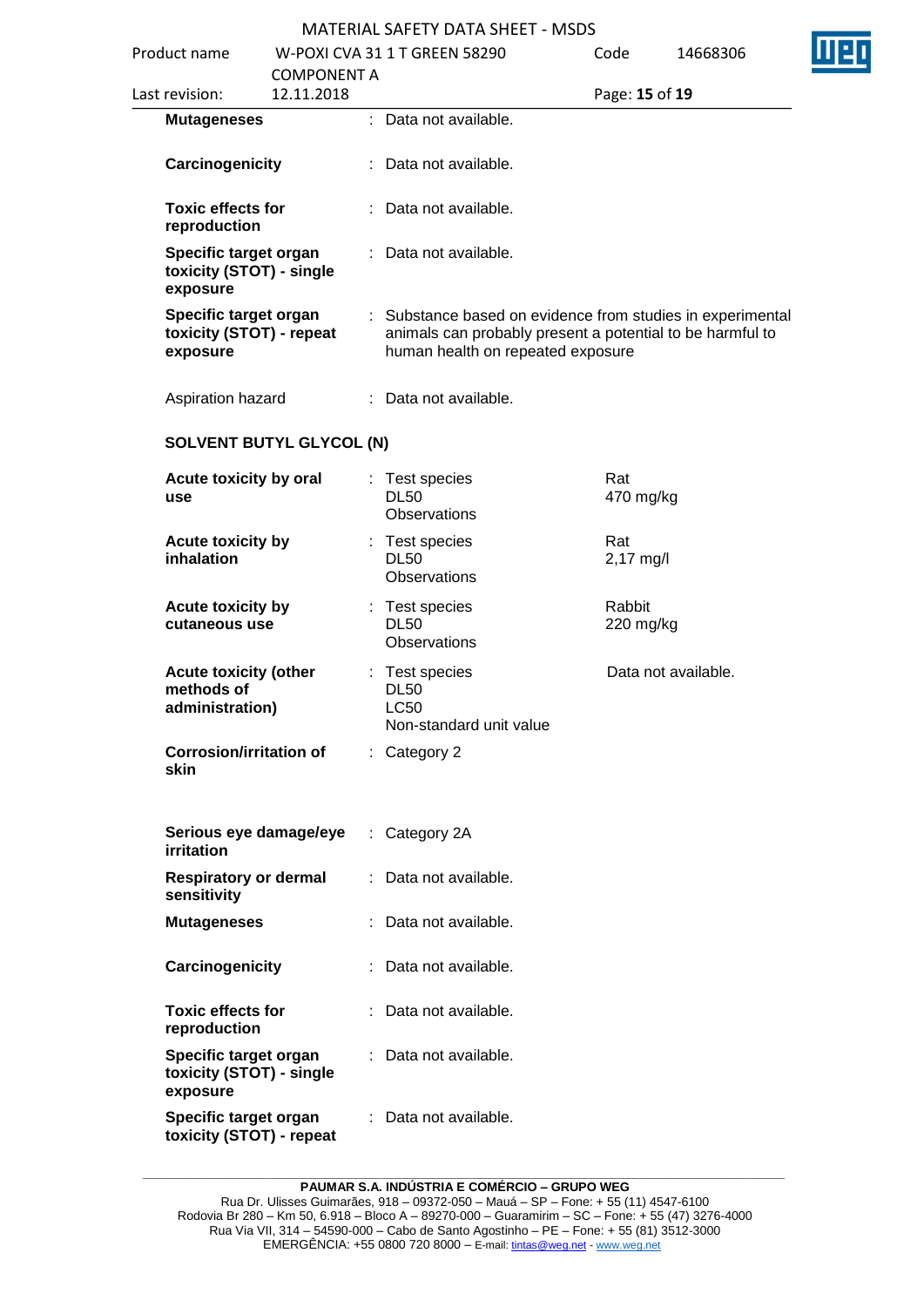| | | | |
|---|---|---|---|
| **Mutageneses** | : | Data not available. | |
| **Carcinogenicity** | : | Data not available. | |
| **Toxic effects for reproduction** | : | Data not available. | |
| **Specific target organ toxicity (STOT) - single exposure** | : | Data not available. | |
| **Specific target organ toxicity (STOT) - repeat exposure** | : | Substance based on evidence from studies in experimental animals can probably present a potential to be harmful to human health on repeated exposure | |
| Aspiration hazard | : | Data not available. | |

**SOLVENT BUTYL GLYCOL (N)**

| | | | |
|---|---|---|---|
| **Acute toxicity by oral use** | : | Test species<br>DL50<br>Observations | Rat<br>470 mg/kg |
| **Acute toxicity by inhalation** | : | Test species<br>DL50<br>Observations | Rat<br>2,17 mg/l |
| **Acute toxicity by cutaneous use** | : | Test species<br>DL50<br>Observations | Rabbit<br>220 mg/kg |
| **Acute toxicity (other methods of administration)** | : | Test species<br>DL50<br>LC50<br>Non-standard unit value | Data not available. |
| **Corrosion/irritation of skin** | : | Category 2 | |
| **Serious eye damage/eye irritation** | : | Category 2A | |
| **Respiratory or dermal sensitivity** | : | Data not available. | |
| **Mutageneses** | : | Data not available. | |
| **Carcinogenicity** | : | Data not available. | |
| **Toxic effects for reproduction** | : | Data not available. | |
| **Specific target organ toxicity (STOT) - single exposure** | : | Data not available. | |
| **Specific target organ toxicity (STOT) - repeat** | : | Data not available. | |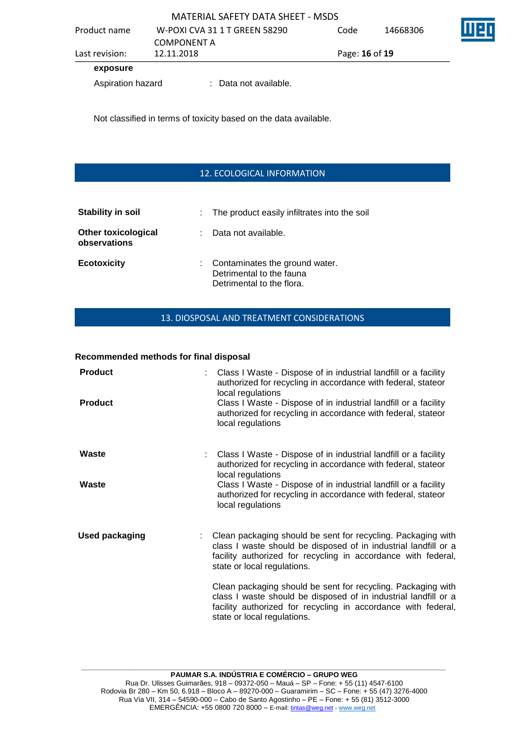**exposure**

Aspiration hazard : Data not available.

Not classified in terms of toxicity based on the data available.

## 12. ECOLOGICAL INFORMATION

**Stability in soil** : The product easily infiltrates into the soil

**Other toxicological observations** : Data not available.

**Ecotoxicity** : Contaminates the ground water.
Detrimental to the fauna
Detrimental to the flora.

## 13. DIOSPOSAL AND TREATMENT CONSIDERATIONS

**Recommended methods for final disposal**

**Product** : Class I Waste - Dispose of in industrial landfill or a facility authorized for recycling in accordance with federal, stateor local regulations

**Product** Class I Waste - Dispose of in industrial landfill or a facility authorized for recycling in accordance with federal, stateor local regulations

**Waste** : Class I Waste - Dispose of in industrial landfill or a facility authorized for recycling in accordance with federal, stateor local regulations

**Waste** Class I Waste - Dispose of in industrial landfill or a facility authorized for recycling in accordance with federal, stateor local regulations

**Used packaging** : Clean packaging should be sent for recycling. Packaging with class I waste should be disposed of in industrial landfill or a facility authorized for recycling in accordance with federal, state or local regulations.

Clean packaging should be sent for recycling. Packaging with class I waste should be disposed of in industrial landfill or a facility authorized for recycling in accordance with federal, state or local regulations.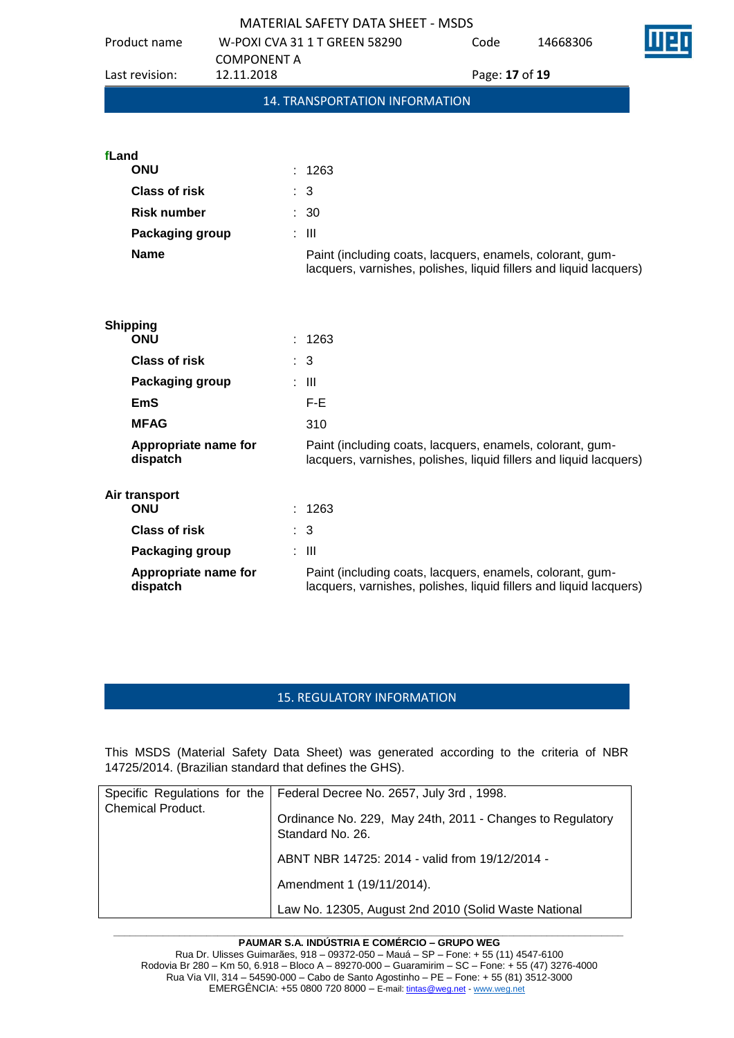## 14. TRANSPORTATION INFORMATION

**fLand**

| | | |
|---|---|---|
| **ONU** | : | 1263 |
| **Class of risk** | : | 3 |
| **Risk number** | : | 30 |
| **Packaging group** | : | III |
| **Name** | | Paint (including coats, lacquers, enamels, colorant, gum-lacquers, varnishes, polishes, liquid fillers and liquid lacquers) |

**Shipping**

| | | |
|---|---|---|
| **ONU** | : | 1263 |
| **Class of risk** | : | 3 |
| **Packaging group** | : | III |
| **EmS** | | F-E |
| **MFAG** | | 310 |
| **Appropriate name for dispatch** | | Paint (including coats, lacquers, enamels, colorant, gum-lacquers, varnishes, polishes, liquid fillers and liquid lacquers) |

**Air transport**

| | | |
|---|---|---|
| **ONU** | : | 1263 |
| **Class of risk** | : | 3 |
| **Packaging group** | : | III |
| **Appropriate name for dispatch** | | Paint (including coats, lacquers, enamels, colorant, gum-lacquers, varnishes, polishes, liquid fillers and liquid lacquers) |

## 15. REGULATORY INFORMATION

This MSDS (Material Safety Data Sheet) was generated according to the criteria of NBR 14725/2014. (Brazilian standard that defines the GHS).

| Specific Regulations for the Chemical Product. | Federal Decree No. 2657, July 3rd , 1998. |
|---|---|
| | Ordinance No. 229, May 24th, 2011 - Changes to Regulatory Standard No. 26. |
| | ABNT NBR 14725: 2014 - valid from 19/12/2014 - |
| | Amendment 1 (19/11/2014). |
| | Law No. 12305, August 2nd 2010 (Solid Waste National |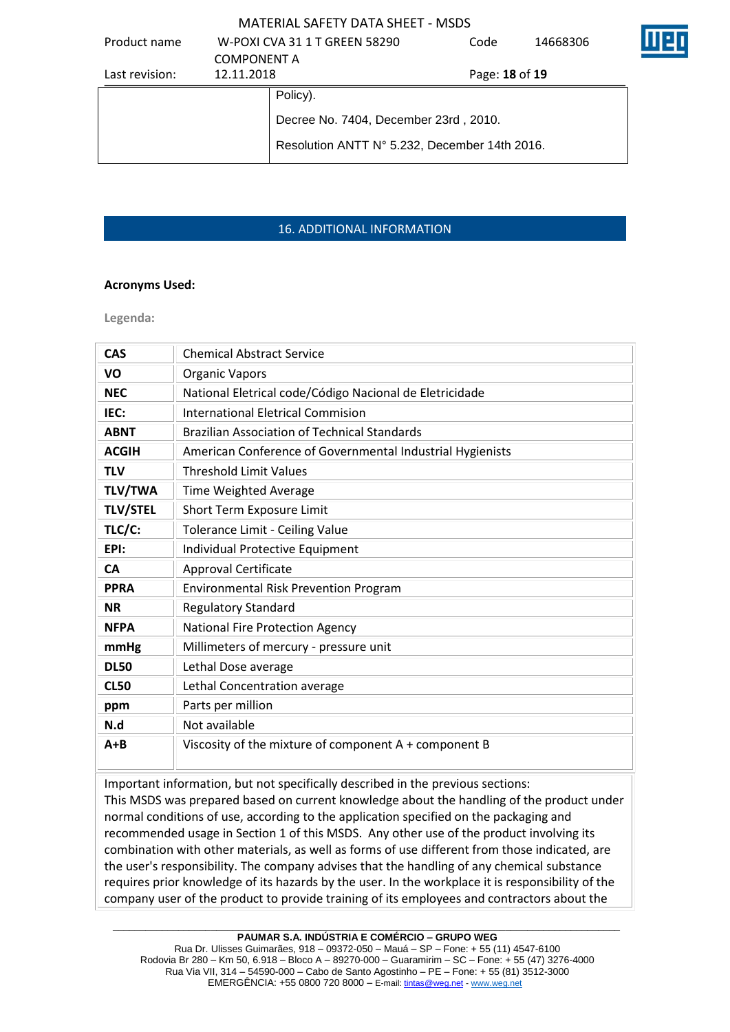| | Policy). |
|---|---|
| | Decree No. 7404, December 23rd , 2010. |
| | Resolution ANTT N° 5.232, December 14th 2016. |

## 16. ADDITIONAL INFORMATION

**Acronyms Used:**

**Legenda:**

| | |
|---|---|
| **CAS** | Chemical Abstract Service |
| **VO** | Organic Vapors |
| **NEC** | National Eletrical code/Código Nacional de Eletricidade |
| **IEC:** | International Eletrical Commision |
| **ABNT** | Brazilian Association of Technical Standards |
| **ACGIH** | American Conference of Governmental Industrial Hygienists |
| **TLV** | Threshold Limit Values |
| **TLV/TWA** | Time Weighted Average |
| **TLV/STEL** | Short Term Exposure Limit |
| **TLC/C:** | Tolerance Limit - Ceiling Value |
| **EPI:** | Individual Protective Equipment |
| **CA** | Approval Certificate |
| **PPRA** | Environmental Risk Prevention Program |
| **NR** | Regulatory Standard |
| **NFPA** | National Fire Protection Agency |
| **mmHg** | Millimeters of mercury - pressure unit |
| **DL50** | Lethal Dose average |
| **CL50** | Lethal Concentration average |
| **ppm** | Parts per million |
| **N.d** | Not available |
| **A+B** | Viscosity of the mixture of component A + component B |

Important information, but not specifically described in the previous sections:
This MSDS was prepared based on current knowledge about the handling of the product under normal conditions of use, according to the application specified on the packaging and recommended usage in Section 1 of this MSDS. Any other use of the product involving its combination with other materials, as well as forms of use different from those indicated, are the user's responsibility. The company advises that the handling of any chemical substance requires prior knowledge of its hazards by the user. In the workplace it is responsibility of the company user of the product to provide training of its employees and contractors about the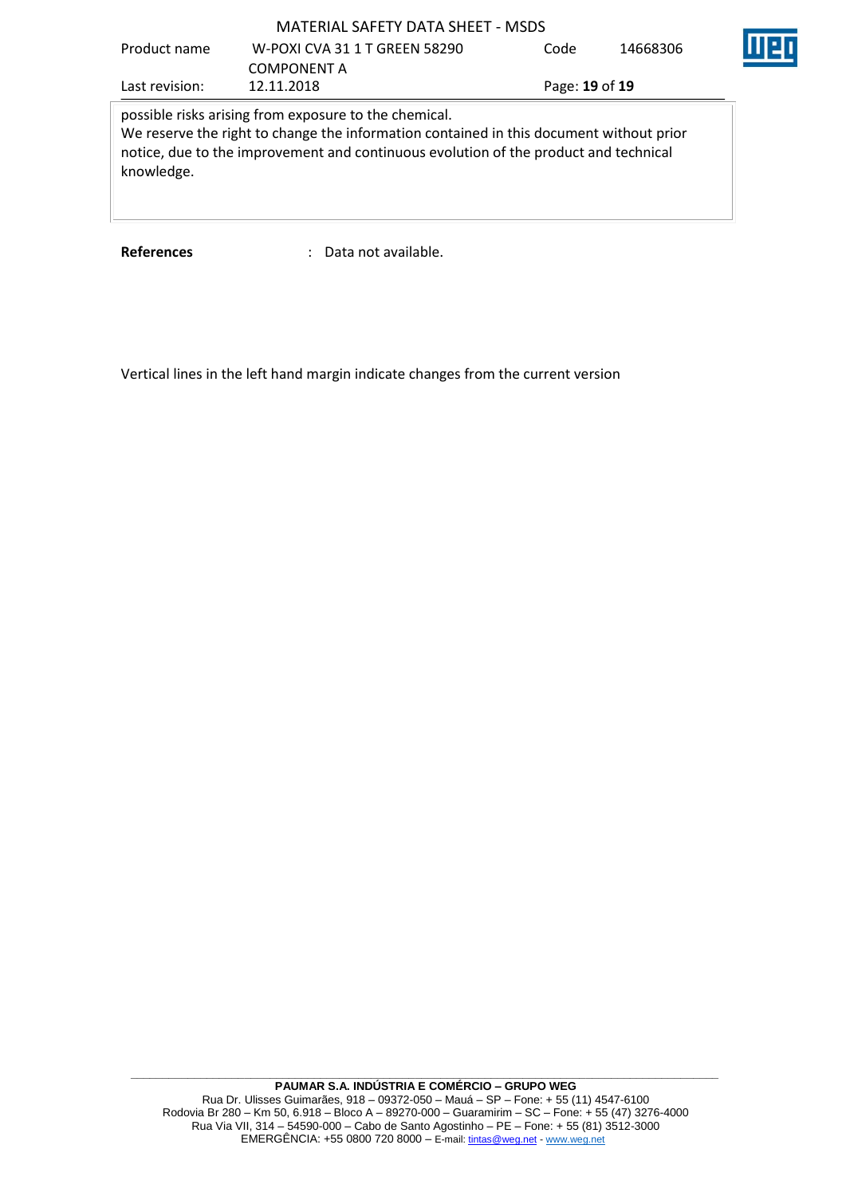possible risks arising from exposure to the chemical.
We reserve the right to change the information contained in this document without prior notice, due to the improvement and continuous evolution of the product and technical knowledge.

**References** : Data not available.

Vertical lines in the left hand margin indicate changes from the current version